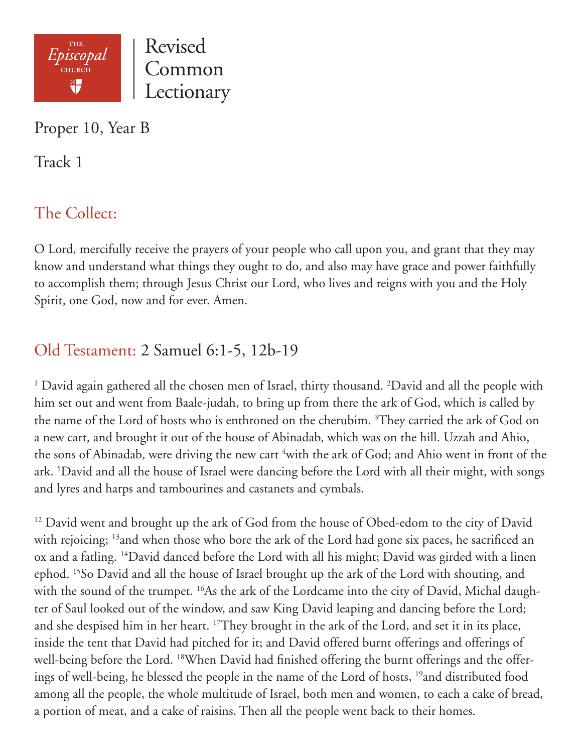THE *Episcopal* CHURCH

Revised Common Lectionary

Proper 10, Year B

Track 1

## The Collect:

O Lord, mercifully receive the prayers of your people who call upon you, and grant that they may know and understand what things they ought to do, and also may have grace and power faithfully to accomplish them; through Jesus Christ our Lord, who lives and reigns with you and the Holy Spirit, one God, now and for ever. Amen.

## Old Testament: 2 Samuel 6:1-5, 12b-19

[1] David again gathered all the chosen men of Israel, thirty thousand. [2]David and all the people with him set out and went from Baale-judah, to bring up from there the ark of God, which is called by the name of the Lord of hosts who is enthroned on the cherubim. [3]They carried the ark of God on a new cart, and brought it out of the house of Abinadab, which was on the hill. Uzzah and Ahio, the sons of Abinadab, were driving the new cart [4]with the ark of God; and Ahio went in front of the ark. [5]David and all the house of Israel were dancing before the Lord with all their might, with songs and lyres and harps and tambourines and castanets and cymbals.

[12] David went and brought up the ark of God from the house of Obed-edom to the city of David with rejoicing; [13]and when those who bore the ark of the Lord had gone six paces, he sacrificed an ox and a fatling. [14]David danced before the Lord with all his might; David was girded with a linen ephod. [15]So David and all the house of Israel brought up the ark of the Lord with shouting, and with the sound of the trumpet. [16]As the ark of the Lordcame into the city of David, Michal daughter of Saul looked out of the window, and saw King David leaping and dancing before the Lord; and she despised him in her heart. [17]They brought in the ark of the Lord, and set it in its place, inside the tent that David had pitched for it; and David offered burnt offerings and offerings of well-being before the Lord. [18]When David had finished offering the burnt offerings and the offerings of well-being, he blessed the people in the name of the Lord of hosts, [19]and distributed food among all the people, the whole multitude of Israel, both men and women, to each a cake of bread, a portion of meat, and a cake of raisins. Then all the people went back to their homes.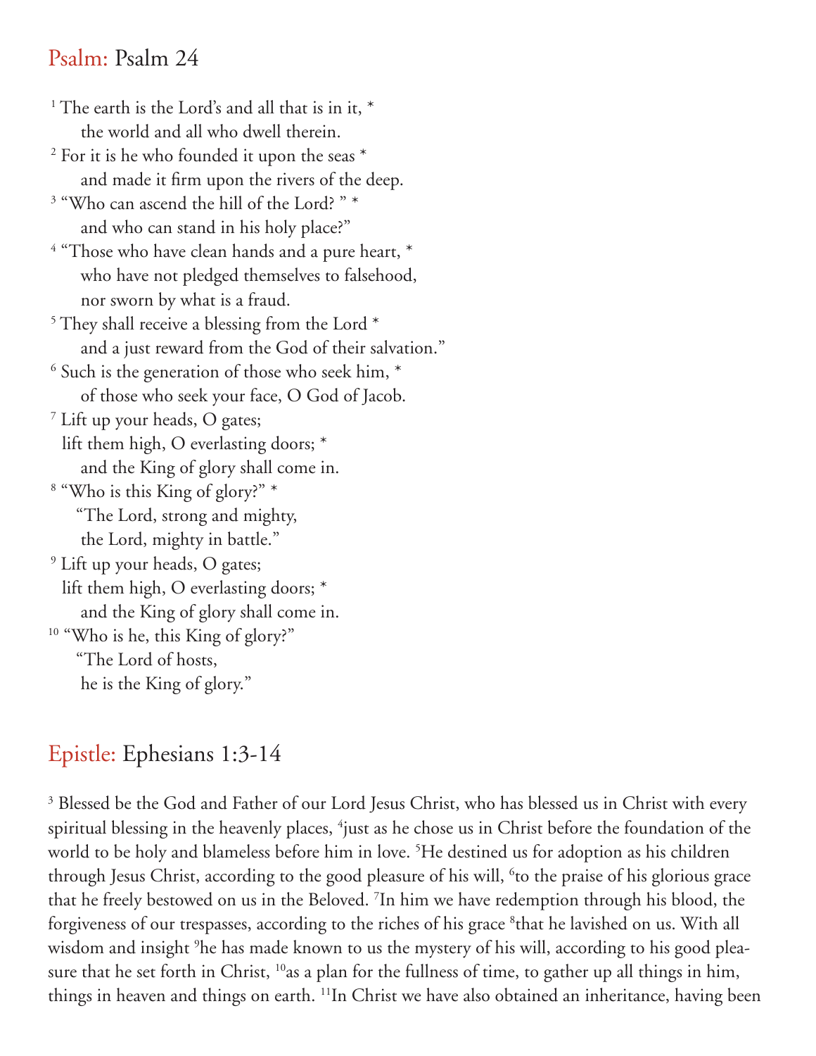## Psalm: Psalm 24

[1] The earth is the Lord's and all that is in it, *
the world and all who dwell therein.
[2] For it is he who founded it upon the seas *
and made it firm upon the rivers of the deep.
[3] "Who can ascend the hill of the Lord? " *
and who can stand in his holy place?"
[4] "Those who have clean hands and a pure heart, *
who have not pledged themselves to falsehood,
nor sworn by what is a fraud.
[5] They shall receive a blessing from the Lord *
and a just reward from the God of their salvation."
[6] Such is the generation of those who seek him, *
of those who seek your face, O God of Jacob.
[7] Lift up your heads, O gates;
lift them high, O everlasting doors; *
and the King of glory shall come in.
[8] "Who is this King of glory?" *
"The Lord, strong and mighty,
the Lord, mighty in battle."
[9] Lift up your heads, O gates;
lift them high, O everlasting doors; *
and the King of glory shall come in.
[10] "Who is he, this King of glory?"
"The Lord of hosts,
he is the King of glory."

## Epistle: Ephesians 1:3-14

[3] Blessed be the God and Father of our Lord Jesus Christ, who has blessed us in Christ with every spiritual blessing in the heavenly places, [4]just as he chose us in Christ before the foundation of the world to be holy and blameless before him in love. [5]He destined us for adoption as his children through Jesus Christ, according to the good pleasure of his will, [6]to the praise of his glorious grace that he freely bestowed on us in the Beloved. [7]In him we have redemption through his blood, the forgiveness of our trespasses, according to the riches of his grace [8]that he lavished on us. With all wisdom and insight [9]he has made known to us the mystery of his will, according to his good pleasure that he set forth in Christ, [10]as a plan for the fullness of time, to gather up all things in him, things in heaven and things on earth. [11]In Christ we have also obtained an inheritance, having been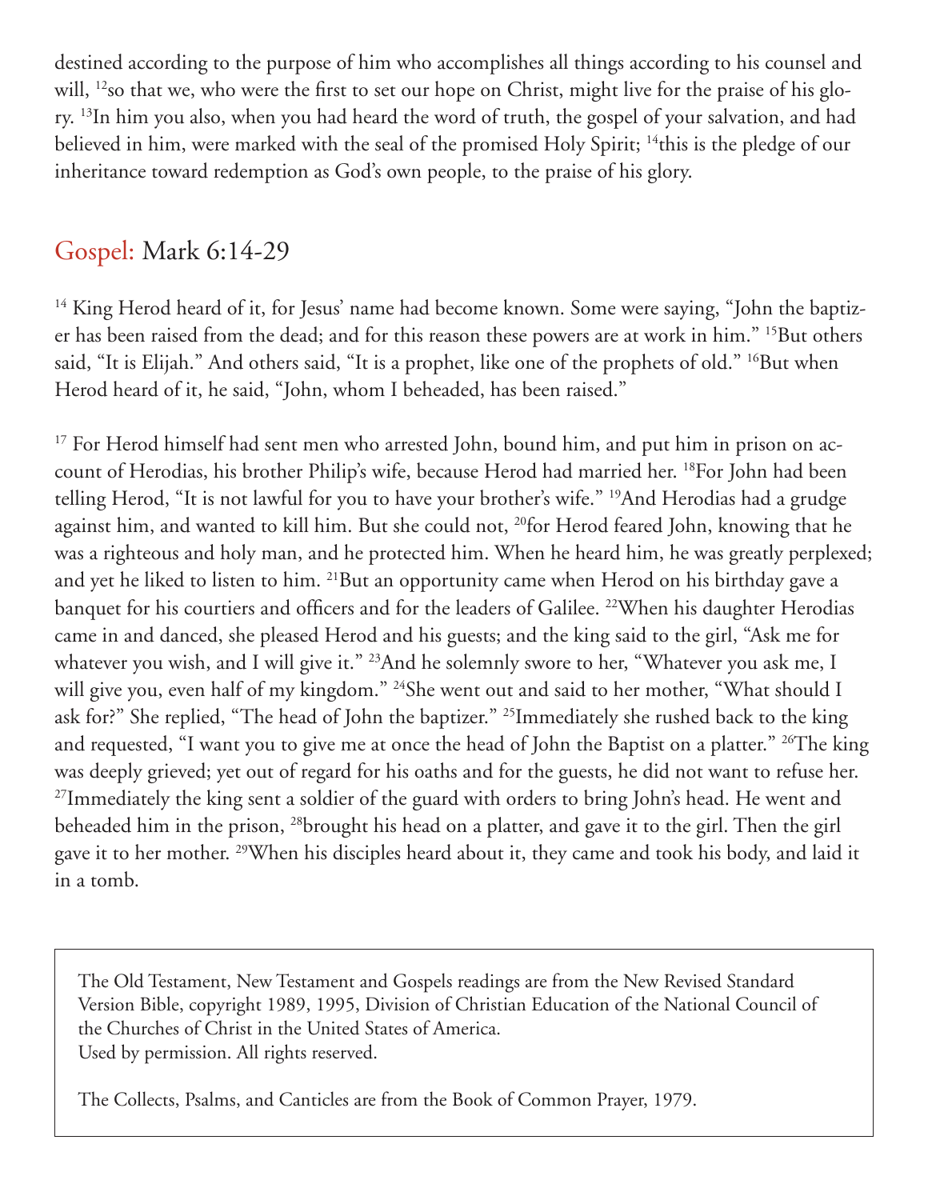destined according to the purpose of him who accomplishes all things according to his counsel and will, [12]so that we, who were the first to set our hope on Christ, might live for the praise of his glory. [13]In him you also, when you had heard the word of truth, the gospel of your salvation, and had believed in him, were marked with the seal of the promised Holy Spirit; [14]this is the pledge of our inheritance toward redemption as God's own people, to the praise of his glory.

## Gospel: Mark 6:14-29

[14] King Herod heard of it, for Jesus' name had become known. Some were saying, "John the baptizer has been raised from the dead; and for this reason these powers are at work in him." [15]But others said, "It is Elijah." And others said, "It is a prophet, like one of the prophets of old." [16]But when Herod heard of it, he said, "John, whom I beheaded, has been raised."

[17] For Herod himself had sent men who arrested John, bound him, and put him in prison on account of Herodias, his brother Philip's wife, because Herod had married her. [18]For John had been telling Herod, "It is not lawful for you to have your brother's wife." [19]And Herodias had a grudge against him, and wanted to kill him. But she could not, [20]for Herod feared John, knowing that he was a righteous and holy man, and he protected him. When he heard him, he was greatly perplexed; and yet he liked to listen to him. [21]But an opportunity came when Herod on his birthday gave a banquet for his courtiers and officers and for the leaders of Galilee. [22]When his daughter Herodias came in and danced, she pleased Herod and his guests; and the king said to the girl, "Ask me for whatever you wish, and I will give it." [23]And he solemnly swore to her, "Whatever you ask me, I will give you, even half of my kingdom." [24]She went out and said to her mother, "What should I ask for?" She replied, "The head of John the baptizer." [25]Immediately she rushed back to the king and requested, "I want you to give me at once the head of John the Baptist on a platter." [26]The king was deeply grieved; yet out of regard for his oaths and for the guests, he did not want to refuse her. [27]Immediately the king sent a soldier of the guard with orders to bring John's head. He went and beheaded him in the prison, [28]brought his head on a platter, and gave it to the girl. Then the girl gave it to her mother. [29]When his disciples heard about it, they came and took his body, and laid it in a tomb.

The Old Testament, New Testament and Gospels readings are from the New Revised Standard Version Bible, copyright 1989, 1995, Division of Christian Education of the National Council of the Churches of Christ in the United States of America.
Used by permission. All rights reserved.

The Collects, Psalms, and Canticles are from the Book of Common Prayer, 1979.